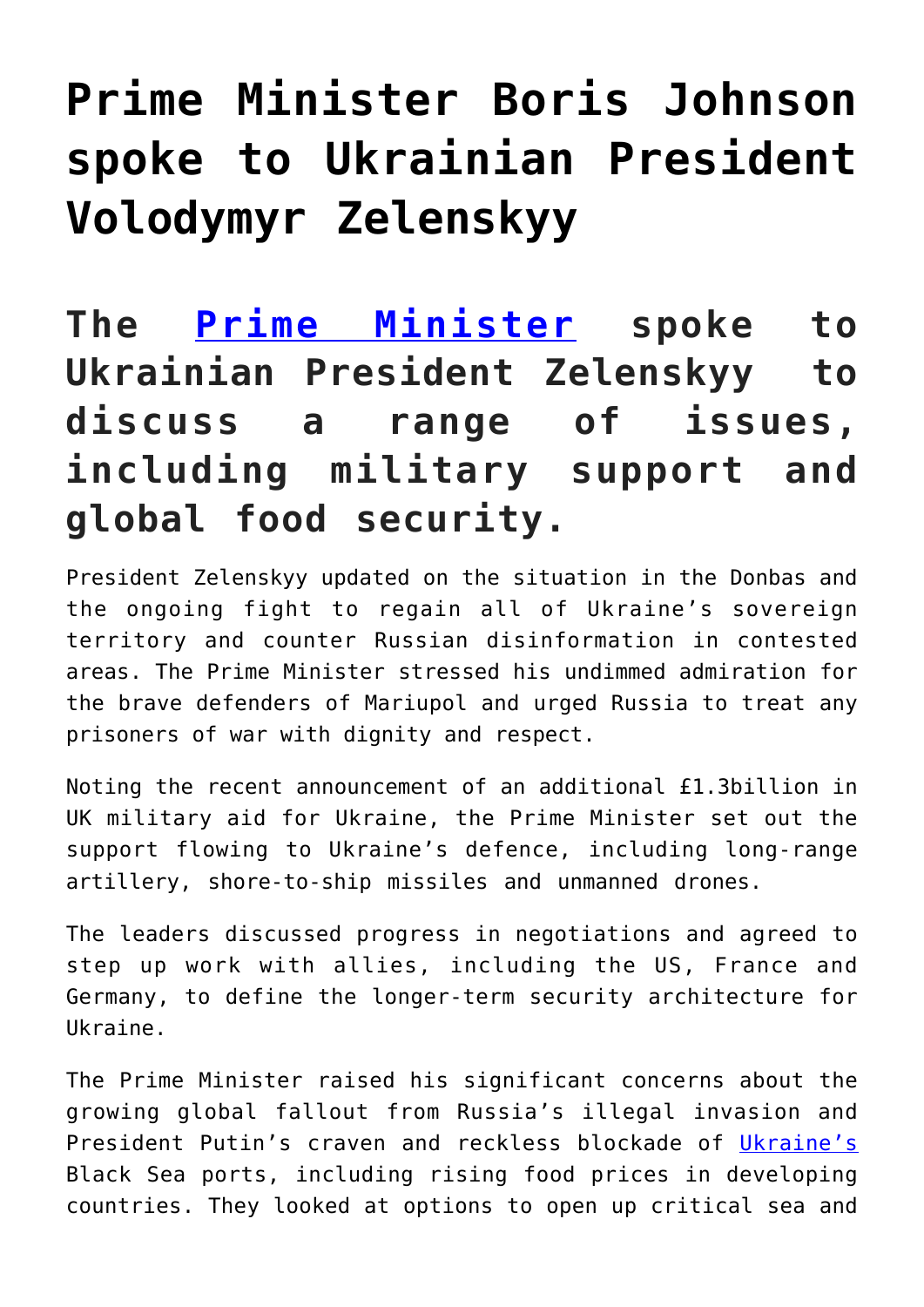# Prime Minister Boris Johnson spoke to Ukrainian President Volodymyr Zelenskyy

## The Prime Minister spoke to Ukrainian President Zelenskyy to discuss a range of issues, including military support and global food security.

President Zelenskyy updated on the situation in the Donbas and the ongoing fight to regain all of Ukraine's sovereign territory and counter Russian disinformation in contested areas. The Prime Minister stressed his undimmed admiration for the brave defenders of Mariupol and urged Russia to treat any prisoners of war with dignity and respect.

Noting the recent announcement of an additional £1.3billion in UK military aid for Ukraine, the Prime Minister set out the support flowing to Ukraine's defence, including long-range artillery, shore-to-ship missiles and unmanned drones.

The leaders discussed progress in negotiations and agreed to step up work with allies, including the US, France and Germany, to define the longer-term security architecture for Ukraine.

The Prime Minister raised his significant concerns about the growing global fallout from Russia's illegal invasion and President Putin's craven and reckless blockade of Ukraine's Black Sea ports, including rising food prices in developing countries. They looked at options to open up critical sea and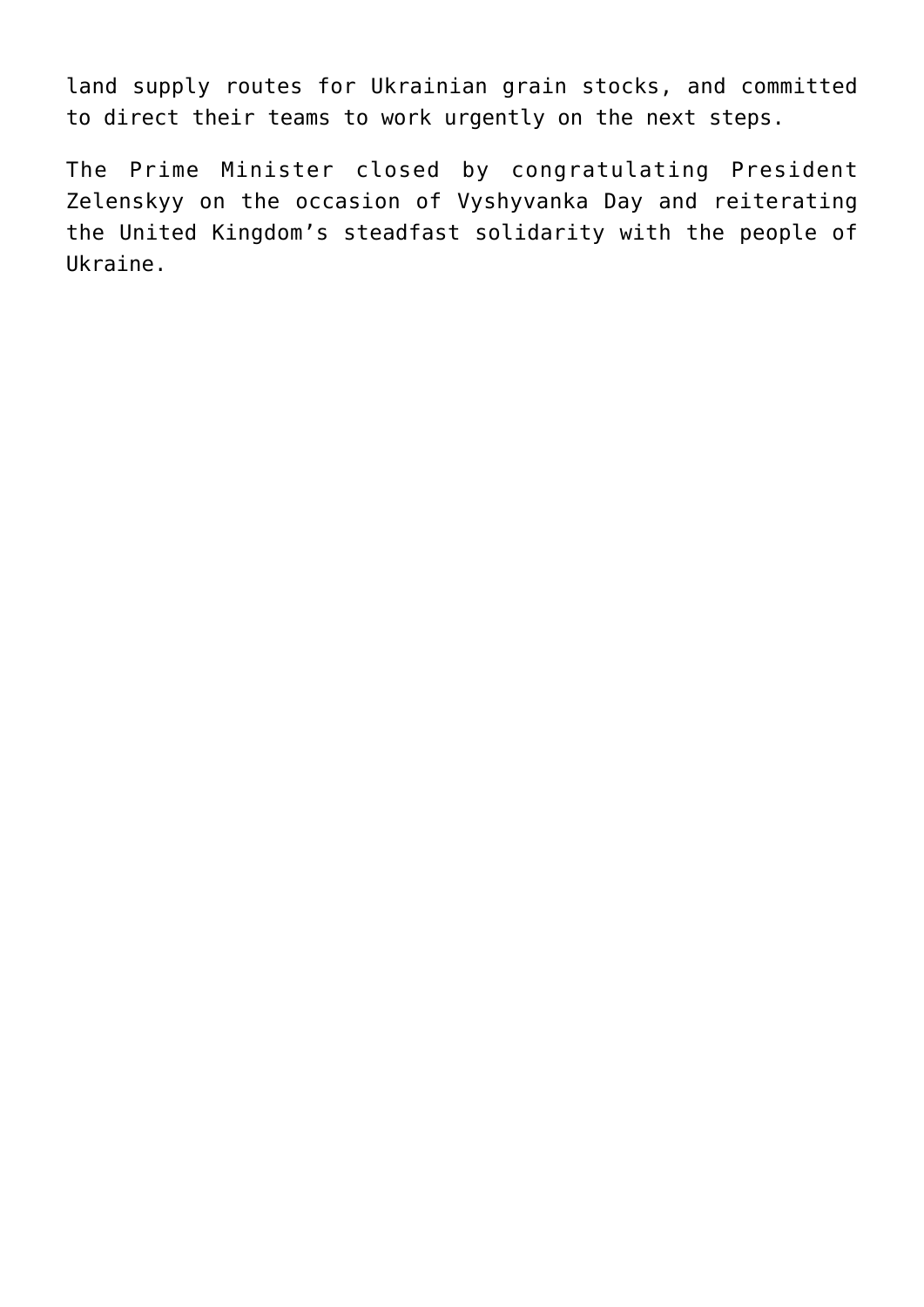land supply routes for Ukrainian grain stocks, and committed to direct their teams to work urgently on the next steps.

The Prime Minister closed by congratulating President Zelenskyy on the occasion of Vyshyvanka Day and reiterating the United Kingdom’s steadfast solidarity with the people of Ukraine.